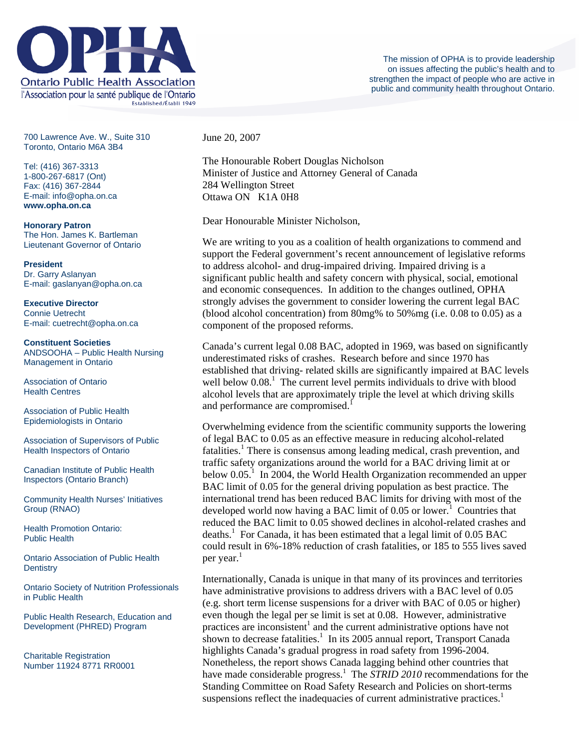# OPHA

Ontario Public Health Association
l'Association pour la santé publique de l'Ontario
Established/Établi 1949

The mission of OPHA is to provide leadership on issues affecting the public's health and to strengthen the impact of people who are active in public and community health throughout Ontario.

700 Lawrence Ave. W., Suite 310
Toronto, Ontario M6A 3B4

Tel: (416) 367-3313
1-800-267-6817 (Ont)
Fax: (416) 367-2844
E-mail: info@opha.on.ca
**www.opha.on.ca**

**Honorary Patron**
The Hon. James K. Bartleman
Lieutenant Governor of Ontario

**President**
Dr. Garry Aslanyan
E-mail: gaslanyan@opha.on.ca

**Executive Director**
Connie Uetrecht
E-mail: cuetrecht@opha.on.ca

**Constituent Societies**

ANDSOOHA – Public Health Nursing Management in Ontario

Association of Ontario Health Centres

Association of Public Health Epidemiologists in Ontario

Association of Supervisors of Public Health Inspectors of Ontario

Canadian Institute of Public Health Inspectors (Ontario Branch)

Community Health Nurses' Initiatives Group (RNAO)

Health Promotion Ontario: Public Health

Ontario Association of Public Health Dentistry

Ontario Society of Nutrition Professionals in Public Health

Public Health Research, Education and Development (PHRED) Program

Charitable Registration Number 11924 8771 RR0001

June 20, 2007

The Honourable Robert Douglas Nicholson
Minister of Justice and Attorney General of Canada
284 Wellington Street
Ottawa ON K1A 0H8

Dear Honourable Minister Nicholson,

We are writing to you as a coalition of health organizations to commend and support the Federal government's recent announcement of legislative reforms to address alcohol- and drug-impaired driving. Impaired driving is a significant public health and safety concern with physical, social, emotional and economic consequences. In addition to the changes outlined, OPHA strongly advises the government to consider lowering the current legal BAC (blood alcohol concentration) from 80mg% to 50%mg (i.e. 0.08 to 0.05) as a component of the proposed reforms.

Canada's current legal 0.08 BAC, adopted in 1969, was based on significantly underestimated risks of crashes. Research before and since 1970 has established that driving- related skills are significantly impaired at BAC levels well below 0.08.[1] The current level permits individuals to drive with blood alcohol levels that are approximately triple the level at which driving skills and performance are compromised.[1]

Overwhelming evidence from the scientific community supports the lowering of legal BAC to 0.05 as an effective measure in reducing alcohol-related fatalities.[1] There is consensus among leading medical, crash prevention, and traffic safety organizations around the world for a BAC driving limit at or below 0.05.[1] In 2004, the World Health Organization recommended an upper BAC limit of 0.05 for the general driving population as best practice. The international trend has been reduced BAC limits for driving with most of the developed world now having a BAC limit of 0.05 or lower.[1] Countries that reduced the BAC limit to 0.05 showed declines in alcohol-related crashes and deaths.[1] For Canada, it has been estimated that a legal limit of 0.05 BAC could result in 6%-18% reduction of crash fatalities, or 185 to 555 lives saved per year.[1]

Internationally, Canada is unique in that many of its provinces and territories have administrative provisions to address drivers with a BAC level of 0.05 (e.g. short term license suspensions for a driver with BAC of 0.05 or higher) even though the legal per se limit is set at 0.08. However, administrative practices are inconsistent[1] and the current administrative options have not shown to decrease fatalities.[1] In its 2005 annual report, Transport Canada highlights Canada's gradual progress in road safety from 1996-2004. Nonetheless, the report shows Canada lagging behind other countries that have made considerable progress.[1] The *STRID 2010* recommendations for the Standing Committee on Road Safety Research and Policies on short-terms suspensions reflect the inadequacies of current administrative practices.[1]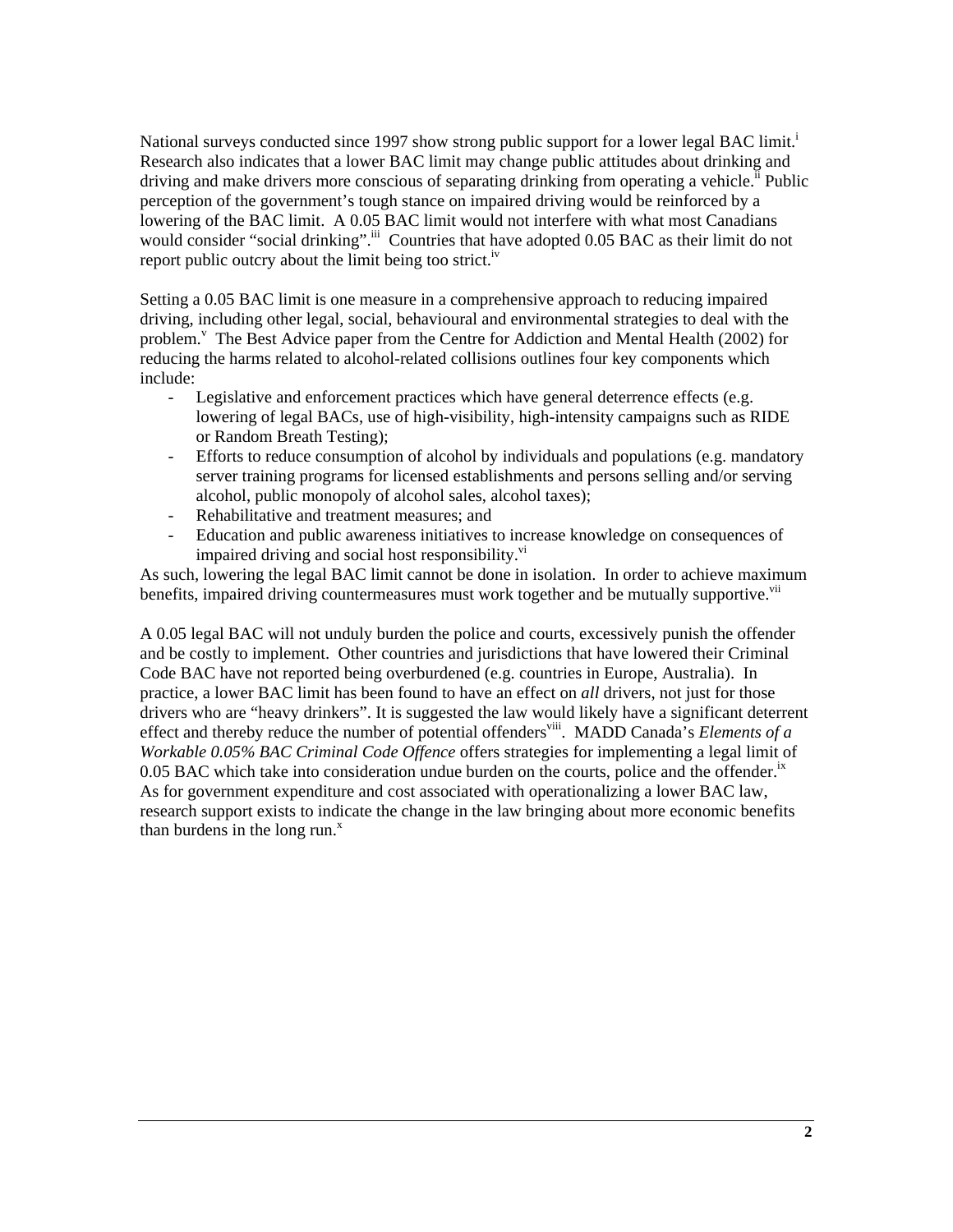National surveys conducted since 1997 show strong public support for a lower legal BAC limit.[i] Research also indicates that a lower BAC limit may change public attitudes about drinking and driving and make drivers more conscious of separating drinking from operating a vehicle.[ii] Public perception of the government's tough stance on impaired driving would be reinforced by a lowering of the BAC limit. A 0.05 BAC limit would not interfere with what most Canadians would consider "social drinking".[iii] Countries that have adopted 0.05 BAC as their limit do not report public outcry about the limit being too strict.[iv]

Setting a 0.05 BAC limit is one measure in a comprehensive approach to reducing impaired driving, including other legal, social, behavioural and environmental strategies to deal with the problem.[v] The Best Advice paper from the Centre for Addiction and Mental Health (2002) for reducing the harms related to alcohol-related collisions outlines four key components which include:

- Legislative and enforcement practices which have general deterrence effects (e.g. lowering of legal BACs, use of high-visibility, high-intensity campaigns such as RIDE or Random Breath Testing);
- Efforts to reduce consumption of alcohol by individuals and populations (e.g. mandatory server training programs for licensed establishments and persons selling and/or serving alcohol, public monopoly of alcohol sales, alcohol taxes);
- Rehabilitative and treatment measures; and
- Education and public awareness initiatives to increase knowledge on consequences of impaired driving and social host responsibility.[vi]

As such, lowering the legal BAC limit cannot be done in isolation. In order to achieve maximum benefits, impaired driving countermeasures must work together and be mutually supportive.[vii]

A 0.05 legal BAC will not unduly burden the police and courts, excessively punish the offender and be costly to implement. Other countries and jurisdictions that have lowered their Criminal Code BAC have not reported being overburdened (e.g. countries in Europe, Australia). In practice, a lower BAC limit has been found to have an effect on *all* drivers, not just for those drivers who are "heavy drinkers". It is suggested the law would likely have a significant deterrent effect and thereby reduce the number of potential offenders[viii]. MADD Canada's *Elements of a Workable 0.05% BAC Criminal Code Offence* offers strategies for implementing a legal limit of 0.05 BAC which take into consideration undue burden on the courts, police and the offender.[ix] As for government expenditure and cost associated with operationalizing a lower BAC law, research support exists to indicate the change in the law bringing about more economic benefits than burdens in the long run.[x]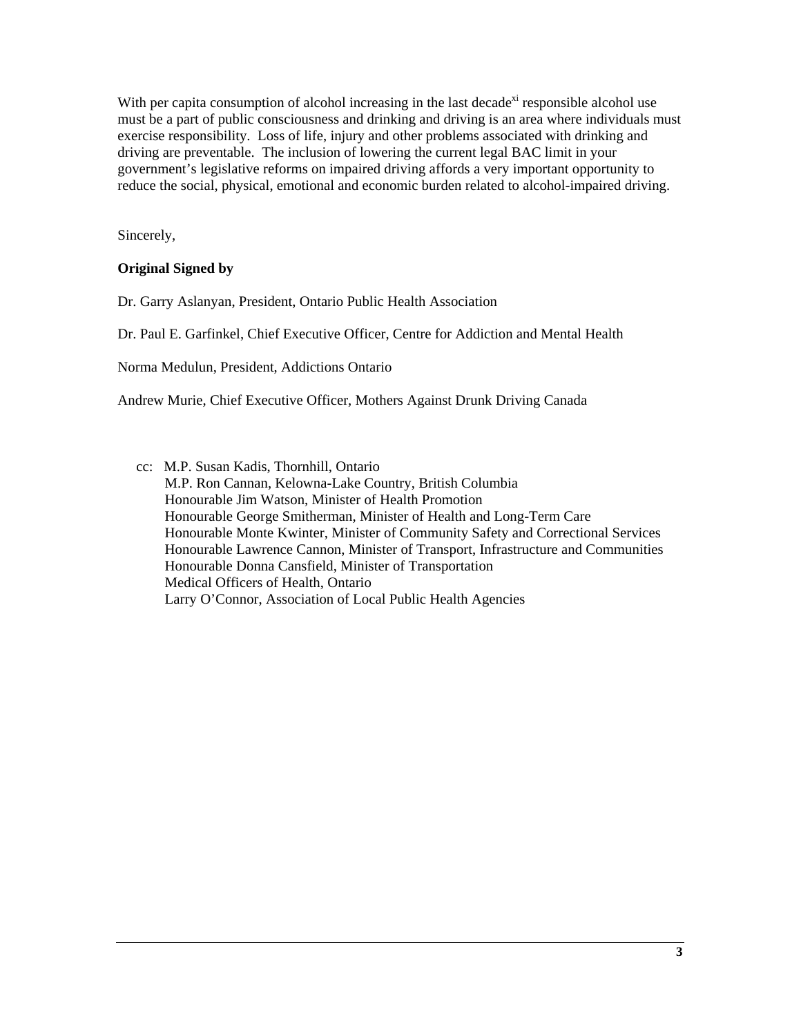With per capita consumption of alcohol increasing in the last decade[xi] responsible alcohol use must be a part of public consciousness and drinking and driving is an area where individuals must exercise responsibility. Loss of life, injury and other problems associated with drinking and driving are preventable. The inclusion of lowering the current legal BAC limit in your government's legislative reforms on impaired driving affords a very important opportunity to reduce the social, physical, emotional and economic burden related to alcohol-impaired driving.

Sincerely,

**Original Signed by**

Dr. Garry Aslanyan, President, Ontario Public Health Association

Dr. Paul E. Garfinkel, Chief Executive Officer, Centre for Addiction and Mental Health

Norma Medulun, President, Addictions Ontario

Andrew Murie, Chief Executive Officer, Mothers Against Drunk Driving Canada

cc: M.P. Susan Kadis, Thornhill, Ontario
M.P. Ron Cannan, Kelowna-Lake Country, British Columbia
Honourable Jim Watson, Minister of Health Promotion
Honourable George Smitherman, Minister of Health and Long-Term Care
Honourable Monte Kwinter, Minister of Community Safety and Correctional Services
Honourable Lawrence Cannon, Minister of Transport, Infrastructure and Communities
Honourable Donna Cansfield, Minister of Transportation
Medical Officers of Health, Ontario
Larry O'Connor, Association of Local Public Health Agencies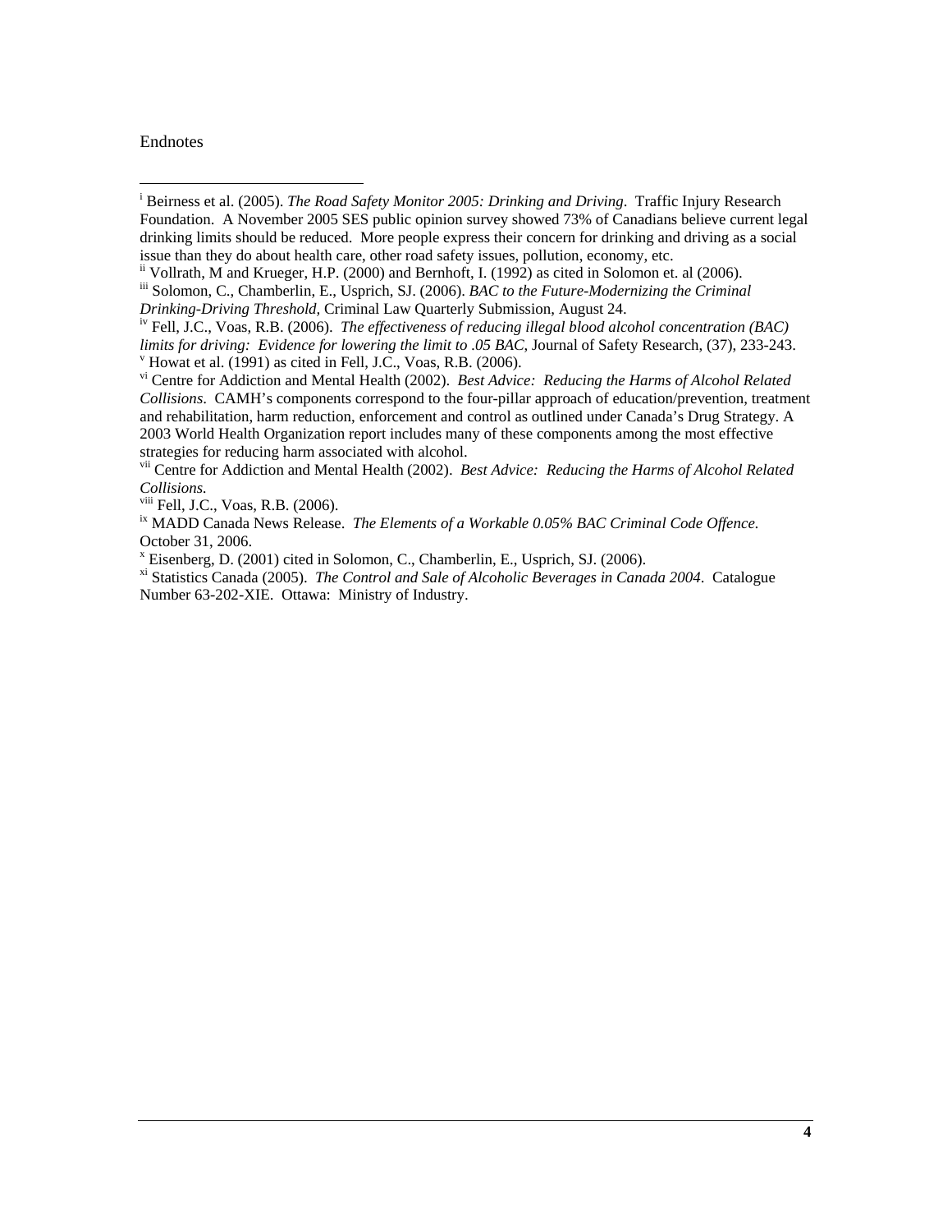Endnotes

[i] Beirness et al. (2005). *The Road Safety Monitor 2005: Drinking and Driving*. Traffic Injury Research Foundation. A November 2005 SES public opinion survey showed 73% of Canadians believe current legal drinking limits should be reduced. More people express their concern for drinking and driving as a social issue than they do about health care, other road safety issues, pollution, economy, etc.

[ii] Vollrath, M and Krueger, H.P. (2000) and Bernhoft, I. (1992) as cited in Solomon et. al (2006).

[iii] Solomon, C., Chamberlin, E., Usprich, SJ. (2006). *BAC to the Future-Modernizing the Criminal Drinking-Driving Threshold,* Criminal Law Quarterly Submission, August 24.

[iv] Fell, J.C., Voas, R.B. (2006). *The effectiveness of reducing illegal blood alcohol concentration (BAC) limits for driving: Evidence for lowering the limit to .05 BAC,* Journal of Safety Research, (37), 233-243.

[v] Howat et al. (1991) as cited in Fell, J.C., Voas, R.B. (2006).

[vi] Centre for Addiction and Mental Health (2002). *Best Advice: Reducing the Harms of Alcohol Related Collisions*. CAMH's components correspond to the four-pillar approach of education/prevention, treatment and rehabilitation, harm reduction, enforcement and control as outlined under Canada's Drug Strategy. A 2003 World Health Organization report includes many of these components among the most effective strategies for reducing harm associated with alcohol.

[vii] Centre for Addiction and Mental Health (2002). *Best Advice: Reducing the Harms of Alcohol Related Collisions.*

[viii] Fell, J.C., Voas, R.B. (2006).

[ix] MADD Canada News Release. *The Elements of a Workable 0.05% BAC Criminal Code Offence.* October 31, 2006.

[x] Eisenberg, D. (2001) cited in Solomon, C., Chamberlin, E., Usprich, SJ. (2006).

[xi] Statistics Canada (2005). *The Control and Sale of Alcoholic Beverages in Canada 2004*. Catalogue Number 63-202-XIE. Ottawa: Ministry of Industry.